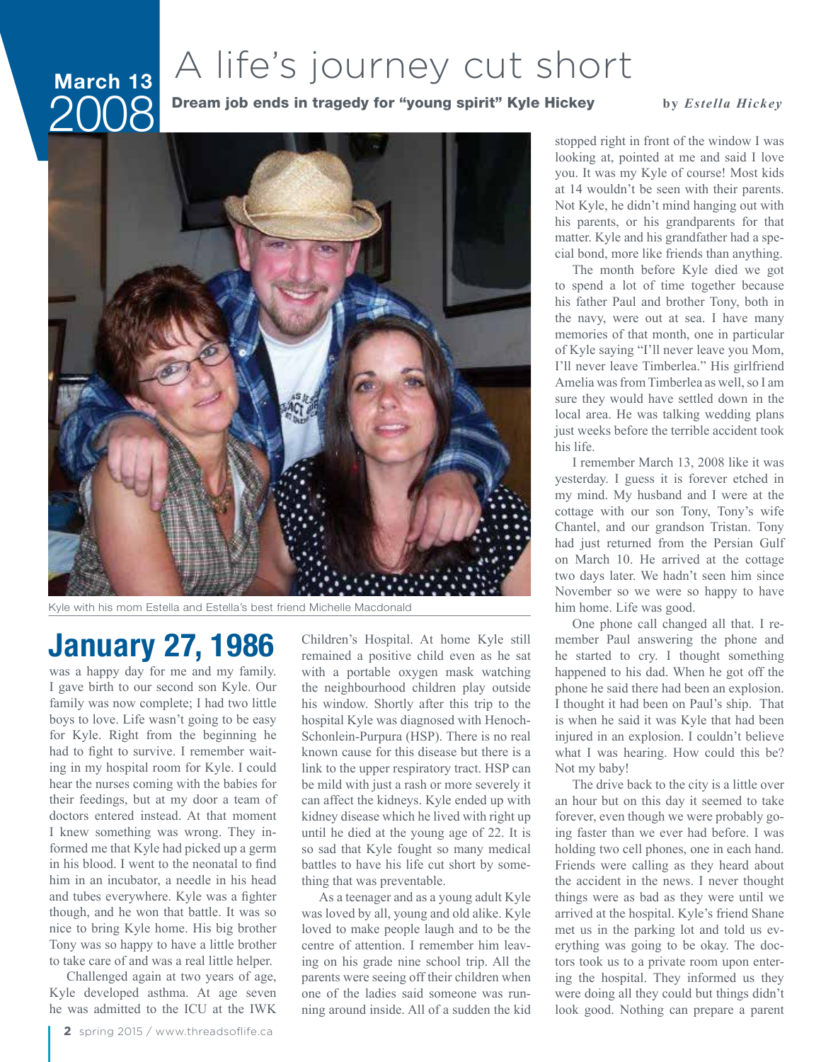March 13
2008

# A life's journey cut short

**Dream job ends in tragedy for "young spirit" Kyle Hickey**

by ***Estella Hickey***

Kyle with his mom Estella and Estella's best friend Michelle Macdonald

## January 27, 1986

was a happy day for me and my family. I gave birth to our second son Kyle. Our family was now complete; I had two little boys to love. Life wasn't going to be easy for Kyle. Right from the beginning he had to fight to survive. I remember waiting in my hospital room for Kyle. I could hear the nurses coming with the babies for their feedings, but at my door a team of doctors entered instead. At that moment I knew something was wrong. They informed me that Kyle had picked up a germ in his blood. I went to the neonatal to find him in an incubator, a needle in his head and tubes everywhere. Kyle was a fighter though, and he won that battle. It was so nice to bring Kyle home. His big brother Tony was so happy to have a little brother to take care of and was a real little helper.

Challenged again at two years of age, Kyle developed asthma. At age seven he was admitted to the ICU at the IWK Children's Hospital. At home Kyle still remained a positive child even as he sat with a portable oxygen mask watching the neighbourhood children play outside his window. Shortly after this trip to the hospital Kyle was diagnosed with Henoch-Schonlein-Purpura (HSP). There is no real known cause for this disease but there is a link to the upper respiratory tract. HSP can be mild with just a rash or more severely it can affect the kidneys. Kyle ended up with kidney disease which he lived with right up until he died at the young age of 22. It is so sad that Kyle fought so many medical battles to have his life cut short by something that was preventable.

As a teenager and as a young adult Kyle was loved by all, young and old alike. Kyle loved to make people laugh and to be the centre of attention. I remember him leaving on his grade nine school trip. All the parents were seeing off their children when one of the ladies said someone was running around inside. All of a sudden the kid stopped right in front of the window I was looking at, pointed at me and said I love you. It was my Kyle of course! Most kids at 14 wouldn't be seen with their parents. Not Kyle, he didn't mind hanging out with his parents, or his grandparents for that matter. Kyle and his grandfather had a special bond, more like friends than anything.

The month before Kyle died we got to spend a lot of time together because his father Paul and brother Tony, both in the navy, were out at sea. I have many memories of that month, one in particular of Kyle saying "I'll never leave you Mom, I'll never leave Timberlea." His girlfriend Amelia was from Timberlea as well, so I am sure they would have settled down in the local area. He was talking wedding plans just weeks before the terrible accident took his life.

I remember March 13, 2008 like it was yesterday. I guess it is forever etched in my mind. My husband and I were at the cottage with our son Tony, Tony's wife Chantel, and our grandson Tristan. Tony had just returned from the Persian Gulf on March 10. He arrived at the cottage two days later. We hadn't seen him since November so we were so happy to have him home. Life was good.

One phone call changed all that. I remember Paul answering the phone and he started to cry. I thought something happened to his dad. When he got off the phone he said there had been an explosion. I thought it had been on Paul's ship. That is when he said it was Kyle that had been injured in an explosion. I couldn't believe what I was hearing. How could this be? Not my baby!

The drive back to the city is a little over an hour but on this day it seemed to take forever, even though we were probably going faster than we ever had before. I was holding two cell phones, one in each hand. Friends were calling as they heard about the accident in the news. I never thought things were as bad as they were until we arrived at the hospital. Kyle's friend Shane met us in the parking lot and told us everything was going to be okay. The doctors took us to a private room upon entering the hospital. They informed us they were doing all they could but things didn't look good. Nothing can prepare a parent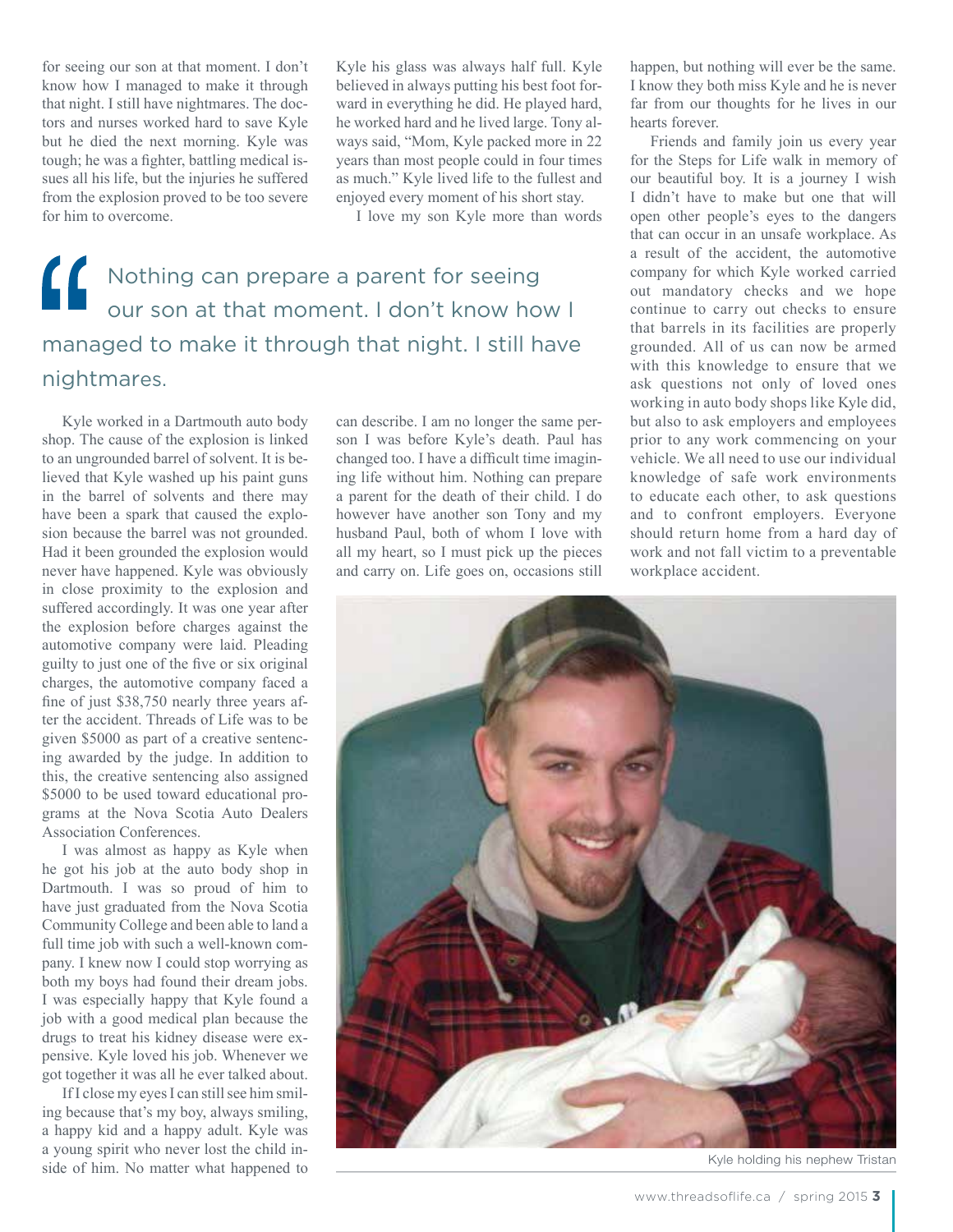for seeing our son at that moment. I don't know how I managed to make it through that night. I still have nightmares. The doctors and nurses worked hard to save Kyle but he died the next morning. Kyle was tough; he was a fighter, battling medical issues all his life, but the injuries he suffered from the explosion proved to be too severe for him to overcome.

Kyle his glass was always half full. Kyle believed in always putting his best foot forward in everything he did. He played hard, he worked hard and he lived large. Tony always said, "Mom, Kyle packed more in 22 years than most people could in four times as much." Kyle lived life to the fullest and enjoyed every moment of his short stay.

I love my son Kyle more than words can describe. I am no longer the same person I was before Kyle's death. Paul has changed too. I have a difficult time imagining life without him. Nothing can prepare a parent for the death of their child. I do however have another son Tony and my husband Paul, both of whom I love with all my heart, so I must pick up the pieces and carry on. Life goes on, occasions still happen, but nothing will ever be the same. I know they both miss Kyle and he is never far from our thoughts for he lives in our hearts forever.

> "Nothing can prepare a parent for seeing our son at that moment. I don't know how I managed to make it through that night. I still have nightmares.

Kyle worked in a Dartmouth auto body shop. The cause of the explosion is linked to an ungrounded barrel of solvent. It is believed that Kyle washed up his paint guns in the barrel of solvents and there may have been a spark that caused the explosion because the barrel was not grounded. Had it been grounded the explosion would never have happened. Kyle was obviously in close proximity to the explosion and suffered accordingly. It was one year after the explosion before charges against the automotive company were laid. Pleading guilty to just one of the five or six original charges, the automotive company faced a fine of just $38,750 nearly three years after the accident. Threads of Life was to be given $5000 as part of a creative sentencing awarded by the judge. In addition to this, the creative sentencing also assigned $5000 to be used toward educational programs at the Nova Scotia Auto Dealers Association Conferences.

I was almost as happy as Kyle when he got his job at the auto body shop in Dartmouth. I was so proud of him to have just graduated from the Nova Scotia Community College and been able to land a full time job with such a well-known company. I knew now I could stop worrying as both my boys had found their dream jobs. I was especially happy that Kyle found a job with a good medical plan because the drugs to treat his kidney disease were expensive. Kyle loved his job. Whenever we got together it was all he ever talked about.

If I close my eyes I can still see him smiling because that's my boy, always smiling, a happy kid and a happy adult. Kyle was a young spirit who never lost the child inside of him. No matter what happened to

Friends and family join us every year for the Steps for Life walk in memory of our beautiful boy. It is a journey I wish I didn't have to make but one that will open other people's eyes to the dangers that can occur in an unsafe workplace. As a result of the accident, the automotive company for which Kyle worked carried out mandatory checks and we hope continue to carry out checks to ensure that barrels in its facilities are properly grounded. All of us can now be armed with this knowledge to ensure that we ask questions not only of loved ones working in auto body shops like Kyle did, but also to ask employers and employees prior to any work commencing on your vehicle. We all need to use our individual knowledge of safe work environments to educate each other, to ask questions and to confront employers. Everyone should return home from a hard day of work and not fall victim to a preventable workplace accident.

Kyle holding his nephew Tristan